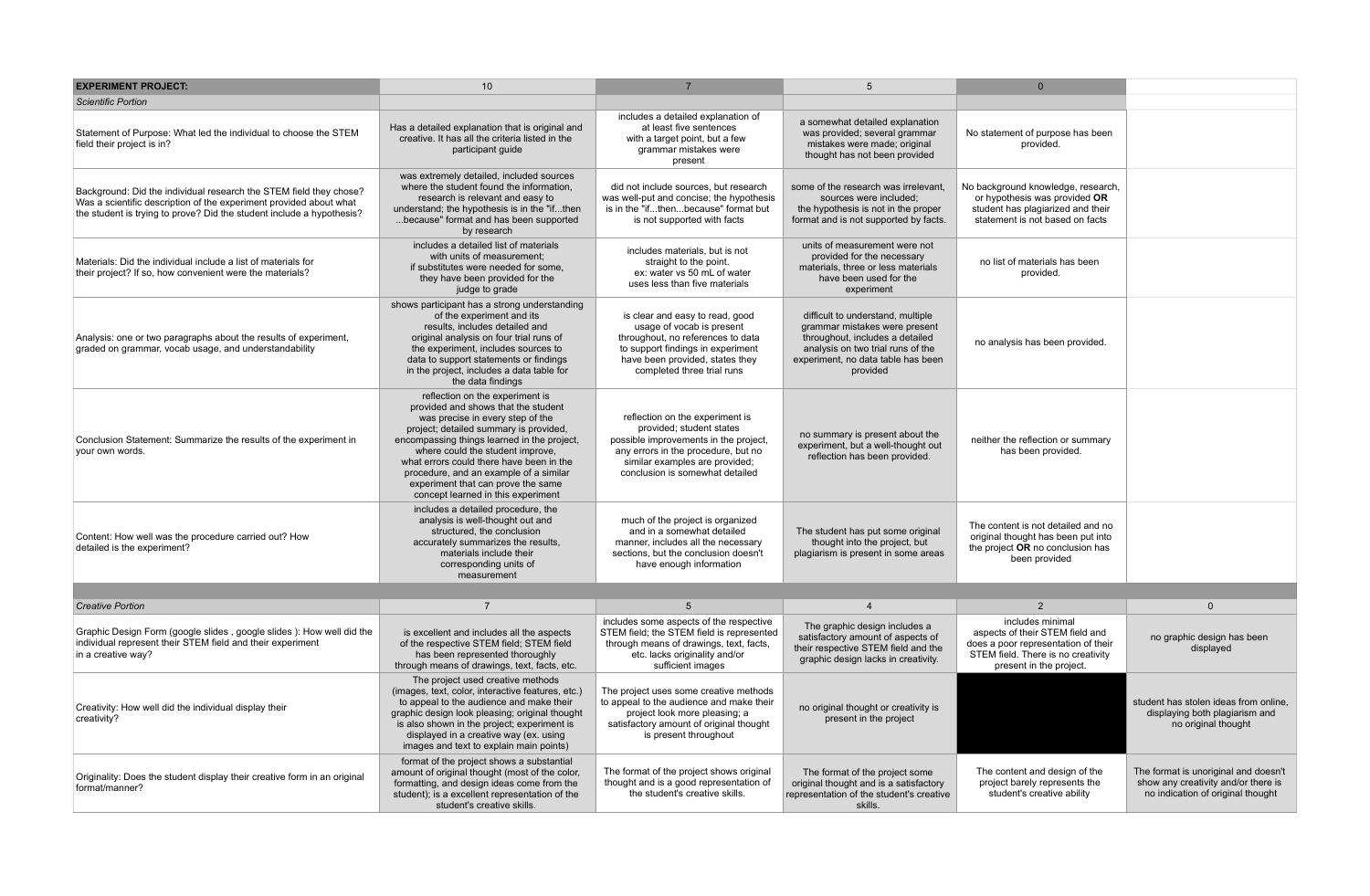| EXPERIMENT PROJECT: | 10 | 7 | 5 | 0 | |
|---|---|---|---|---|---|
| *Scientific Portion* | | | | | |
| Statement of Purpose: What led the individual to choose the STEM field their project is in? | Has a detailed explanation that is original and creative. It has all the criteria listed in the participant guide | includes a detailed explanation of at least five sentences with a target point, but a few grammar mistakes were present | a somewhat detailed explanation was provided; several grammar mistakes were made; original thought has not been provided | No statement of purpose has been provided. | |
| Background: Did the individual research the STEM field they chose? Was a scientific description of the experiment provided about what the student is trying to prove? Did the student include a hypothesis? | was extremely detailed, included sources where the student found the information, research is relevant and easy to understand; the hypothesis is in the "if...then ...because" format and has been supported by research | did not include sources, but research was well-put and concise; the hypothesis is in the "if...then...because" format but is not supported with facts | some of the research was irrelevant, sources were included; the hypothesis is not in the proper format and is not supported by facts. | No background knowledge, research, or hypothesis was provided **OR** student has plagiarized and their statement is not based on facts | |
| Materials: Did the individual include a list of materials for their project? If so, how convenient were the materials? | includes a detailed list of materials with units of measurement; if substitutes were needed for some, they have been provided for the judge to grade | includes materials, but is not straight to the point. ex: water vs 50 mL of water uses less than five materials | units of measurement were not provided for the necessary materials, three or less materials have been used for the experiment | no list of materials has been provided. | |
| Analysis: one or two paragraphs about the results of experiment, graded on grammar, vocab usage, and understandability | shows participant has a strong understanding of the experiment and its results, includes detailed and original analysis on four trial runs of the experiment, includes sources to data to support statements or findings in the project, includes a data table for the data findings | is clear and easy to read, good usage of vocab is present throughout, no references to data to support findings in experiment have been provided, states they completed three trial runs | difficult to understand, multiple grammar mistakes were present throughout, includes a detailed analysis on two trial runs of the experiment, no data table has been provided | no analysis has been provided. | |
| Conclusion Statement: Summarize the results of the experiment in your own words. | reflection on the experiment is provided and shows that the student was precise in every step of the project; detailed summary is provided, encompassing things learned in the project, where could the student improve, what errors could there have been in the procedure, and an example of a similar experiment that can prove the same concept learned in this experiment | reflection on the experiment is provided; student states possible improvements in the project, any errors in the procedure, but no similar examples are provided; conclusion is somewhat detailed | no summary is present about the experiment, but a well-thought out reflection has been provided. | neither the reflection or summary has been provided. | |
| Content: How well was the procedure carried out? How detailed is the experiment? | includes a detailed procedure, the analysis is well-thought out and structured, the conclusion accurately summarizes the results, materials include their corresponding units of measurement | much of the project is organized and in a somewhat detailed manner, includes all the necessary sections, but the conclusion doesn't have enough information | The student has put some original thought into the project, but plagiarism is present in some areas | The content is not detailed and no original thought has been put into the project **OR** no conclusion has been provided | |
| | | | | | |
| *Creative Portion* | 7 | 5 | 4 | 2 | 0 |
| Graphic Design Form (google slides , google slides ): How well did the individual represent their STEM field and their experiment in a creative way? | is excellent and includes all the aspects of the respective STEM field; STEM field has been represented thoroughly through means of drawings, text, facts, etc. | includes some aspects of the respective STEM field; the STEM field is represented through means of drawings, text, facts, etc. lacks originality and/or sufficient images | The graphic design includes a satisfactory amount of aspects of their respective STEM field and the graphic design lacks in creativity. | includes minimal aspects of their STEM field and does a poor representation of their STEM field. There is no creativity present in the project. | no graphic design has been displayed |
| Creativity: How well did the individual display their creativity? | The project used creative methods (images, text, color, interactive features, etc.) to appeal to the audience and make their graphic design look pleasing; original thought is also shown in the project; experiment is displayed in a creative way (ex. using images and text to explain main points) | The project uses some creative methods to appeal to the audience and make their project look more pleasing; a satisfactory amount of original thought is present throughout | no original thought or creativity is present in the project | | student has stolen ideas from online, displaying both plagiarism and no original thought |
| Originality: Does the student display their creative form in an original format/manner? | format of the project shows a substantial amount of original thought (most of the color, formatting, and design ideas come from the student); is a excellent representation of the student's creative skills. | The format of the project shows original thought and is a good representation of the student's creative skills. | The format of the project some original thought and is a satisfactory representation of the student's creative skills. | The content and design of the project barely represents the student's creative ability | The format is unoriginal and doesn't show any creativity and/or there is no indication of original thought |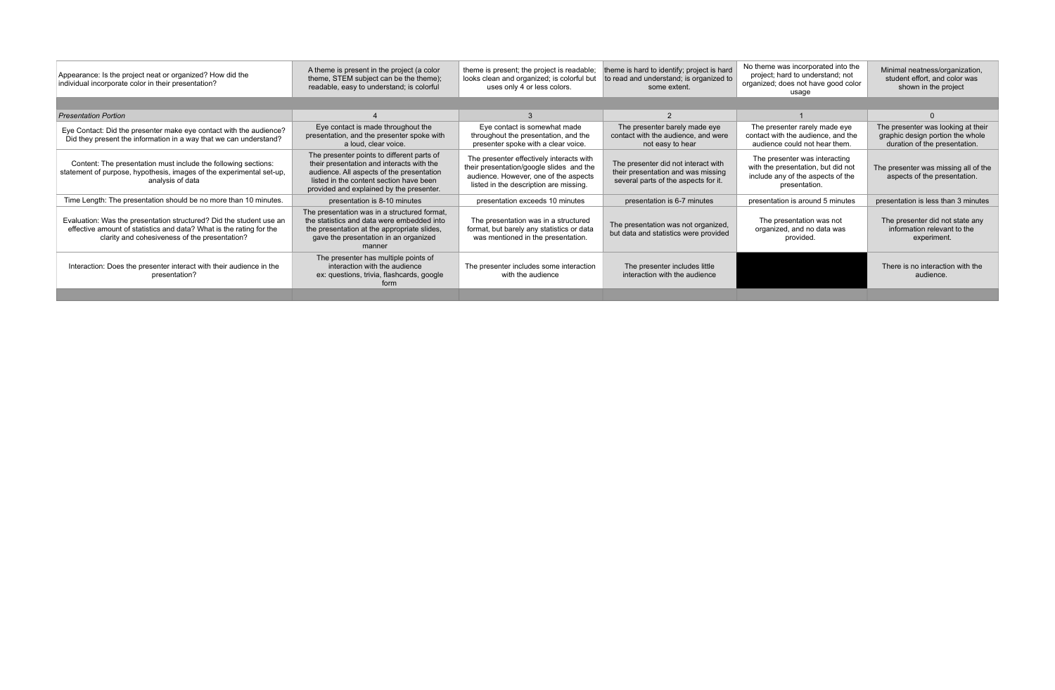| | | | | | |
|---|---|---|---|---|---|
| Appearance: Is the project neat or organized? How did the individual incorporate color in their presentation? | A theme is present in the project (a color theme, STEM subject can be the theme); readable, easy to understand; is colorful | theme is present; the project is readable; looks clean and organized; is colorful but uses only 4 or less colors. | theme is hard to identify; project is hard to read and understand; is organized to some extent. | No theme was incorporated into the project; hard to understand; not organized; does not have good color usage | Minimal neatness/organization, student effort, and color was shown in the project |
| | | | | | |
| *Presentation Portion* | 4 | 3 | 2 | 1 | 0 |
| Eye Contact: Did the presenter make eye contact with the audience? Did they present the information in a way that we can understand? | Eye contact is made throughout the presentation, and the presenter spoke with a loud, clear voice. | Eye contact is somewhat made throughout the presentation, and the presenter spoke with a clear voice. | The presenter barely made eye contact with the audience, and were not easy to hear | The presenter rarely made eye contact with the audience, and the audience could not hear them. | The presenter was looking at their graphic design portion the whole duration of the presentation. |
| Content: The presentation must include the following sections: statement of purpose, hypothesis, images of the experimental set-up, analysis of data | The presenter points to different parts of their presentation and interacts with the audience. All aspects of the presentation listed in the content section have been provided and explained by the presenter. | The presenter effectively interacts with their presentation/google slides and the audience. However, one of the aspects listed in the description are missing. | The presenter did not interact with their presentation and was missing several parts of the aspects for it. | The presenter was interacting with the presentation, but did not include any of the aspects of the presentation. | The presenter was missing all of the aspects of the presentation. |
| Time Length: The presentation should be no more than 10 minutes. | presentation is 8-10 minutes | presentation exceeds 10 minutes | presentation is 6-7 minutes | presentation is around 5 minutes | presentation is less than 3 minutes |
| Evaluation: Was the presentation structured? Did the student use an effective amount of statistics and data? What is the rating for the clarity and cohesiveness of the presentation? | The presentation was in a structured format, the statistics and data were embedded into the presentation at the appropriate slides, gave the presentation in an organized manner | The presentation was in a structured format, but barely any statistics or data was mentioned in the presentation. | The presentation was not organized, but data and statistics were provided | The presentation was not organized, and no data was provided. | The presenter did not state any information relevant to the experiment. |
| Interaction: Does the presenter interact with their audience in the presentation? | The presenter has multiple points of interaction with the audience ex: questions, trivia, flashcards, google form | The presenter includes some interaction with the audience | The presenter includes little interaction with the audience | | There is no interaction with the audience. |
| | | | | | |